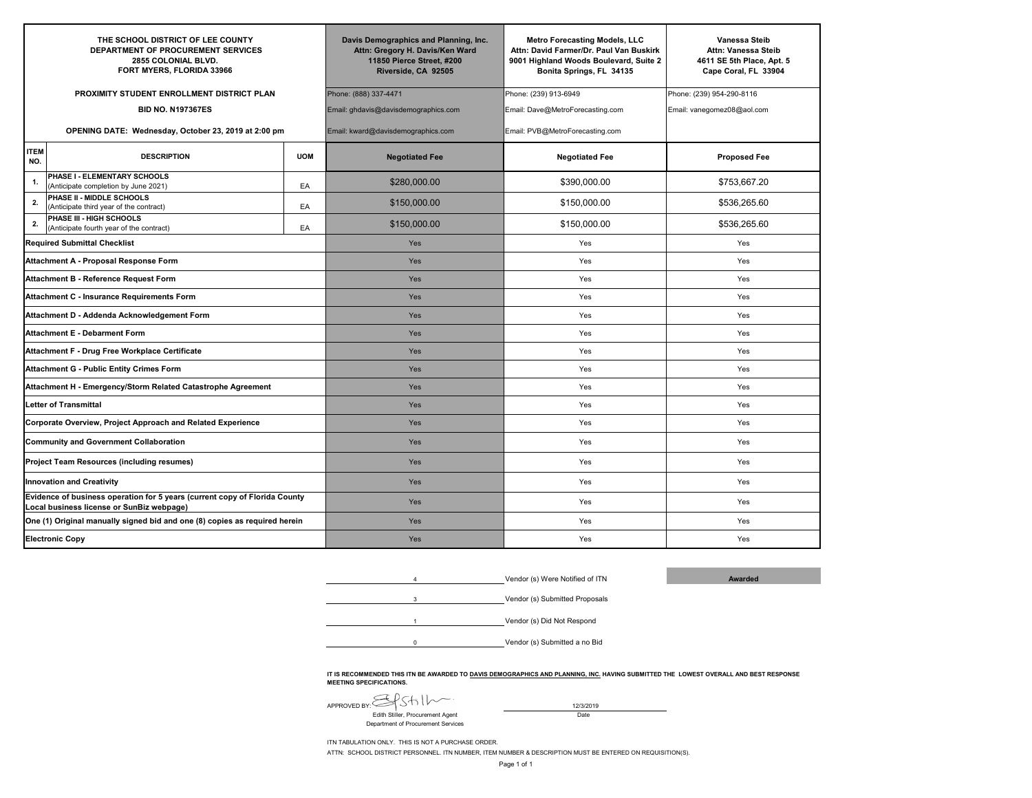| THE SCHOOL DISTRICT OF LEE COUNTY<br>DEPARTMENT OF PROCUREMENT SERVICES<br>2855 COLONIAL BLVD.<br>FORT MYERS, FLORIDA 33966<br><br>PROXIMITY STUDENT ENROLLMENT DISTRICT PLAN<br>BID NO. N197367ES<br>OPENING DATE: Wednesday, October 23, 2019 at 2:00 pm | | | Davis Demographics and Planning, Inc.<br>Attn: Gregory H. Davis/Ken Ward<br>11850 Pierce Street, #200<br>Riverside, CA 92505<br>Phone: (888) 337-4471<br>Email: ghdavis@davisdemographics.com<br>Email: kward@davisdemographics.com | Metro Forecasting Models, LLC<br>Attn: David Farmer/Dr. Paul Van Buskirk<br>9001 Highland Woods Boulevard, Suite 2<br>Bonita Springs, FL 34135<br>Phone: (239) 913-6949<br>Email: Dave@MetroForecasting.com<br>Email: PVB@MetroForecasting.com | Vanessa Steib<br>Attn: Vanessa Steib<br>4611 SE 5th Place, Apt. 5<br>Cape Coral, FL 33904<br>Phone: (239) 954-290-8116<br>Email: vanegomez08@aol.com |
|---|---|---|---|---|---|
| **ITEM NO.** | **DESCRIPTION** | **UOM** | **Negotiated Fee** | **Negotiated Fee** | **Proposed Fee** |
| 1. | **PHASE I - ELEMENTARY SCHOOLS** (Anticipate completion by June 2021) | EA | $280,000.00 | $390,000.00 | $753,667.20 |
| 2. | **PHASE II - MIDDLE SCHOOLS** (Anticipate third year of the contract) | EA | $150,000.00 | $150,000.00 | $536,265.60 |
| 2. | **PHASE III - HIGH SCHOOLS** (Anticipate fourth year of the contract) | EA | $150,000.00 | $150,000.00 | $536,265.60 |
| **Required Submittal Checklist** | | | Yes | Yes | Yes |
| **Attachment A - Proposal Response Form** | | | Yes | Yes | Yes |
| **Attachment B - Reference Request Form** | | | Yes | Yes | Yes |
| **Attachment C - Insurance Requirements Form** | | | Yes | Yes | Yes |
| **Attachment D - Addenda Acknowledgement Form** | | | Yes | Yes | Yes |
| **Attachment E - Debarment Form** | | | Yes | Yes | Yes |
| **Attachment F - Drug Free Workplace Certificate** | | | Yes | Yes | Yes |
| **Attachment G - Public Entity Crimes Form** | | | Yes | Yes | Yes |
| **Attachment H - Emergency/Storm Related Catastrophe Agreement** | | | Yes | Yes | Yes |
| **Letter of Transmittal** | | | Yes | Yes | Yes |
| **Corporate Overview, Project Approach and Related Experience** | | | Yes | Yes | Yes |
| **Community and Government Collaboration** | | | Yes | Yes | Yes |
| **Project Team Resources (including resumes)** | | | Yes | Yes | Yes |
| **Innovation and Creativity** | | | Yes | Yes | Yes |
| **Evidence of business operation for 5 years (current copy of Florida County Local business license or SunBiz webpage)** | | | Yes | Yes | Yes |
| **One (1) Original manually signed bid and one (8) copies as required herein** | | | Yes | Yes | Yes |
| **Electronic Copy** | | | Yes | Yes | Yes |

4 Vendor (s) Were Notified of ITN

3 Vendor (s) Submitted Proposals

1 Vendor (s) Did Not Respond

0 Vendor (s) Submitted a no Bid

**Awarded**

**IT IS RECOMMENDED THIS ITN BE AWARDED TO DAVIS DEMOGRAPHICS AND PLANNING, INC. HAVING SUBMITTED THE LOWEST OVERALL AND BEST RESPONSE MEETING SPECIFICATIONS.**

APPROVED BY: [signature]
Edith Stiller, Procurement Agent
Department of Procurement Services

12/3/2019
Date

ITN TABULATION ONLY. THIS IS NOT A PURCHASE ORDER.

ATTN: SCHOOL DISTRICT PERSONNEL. ITN NUMBER, ITEM NUMBER & DESCRIPTION MUST BE ENTERED ON REQUISITION(S).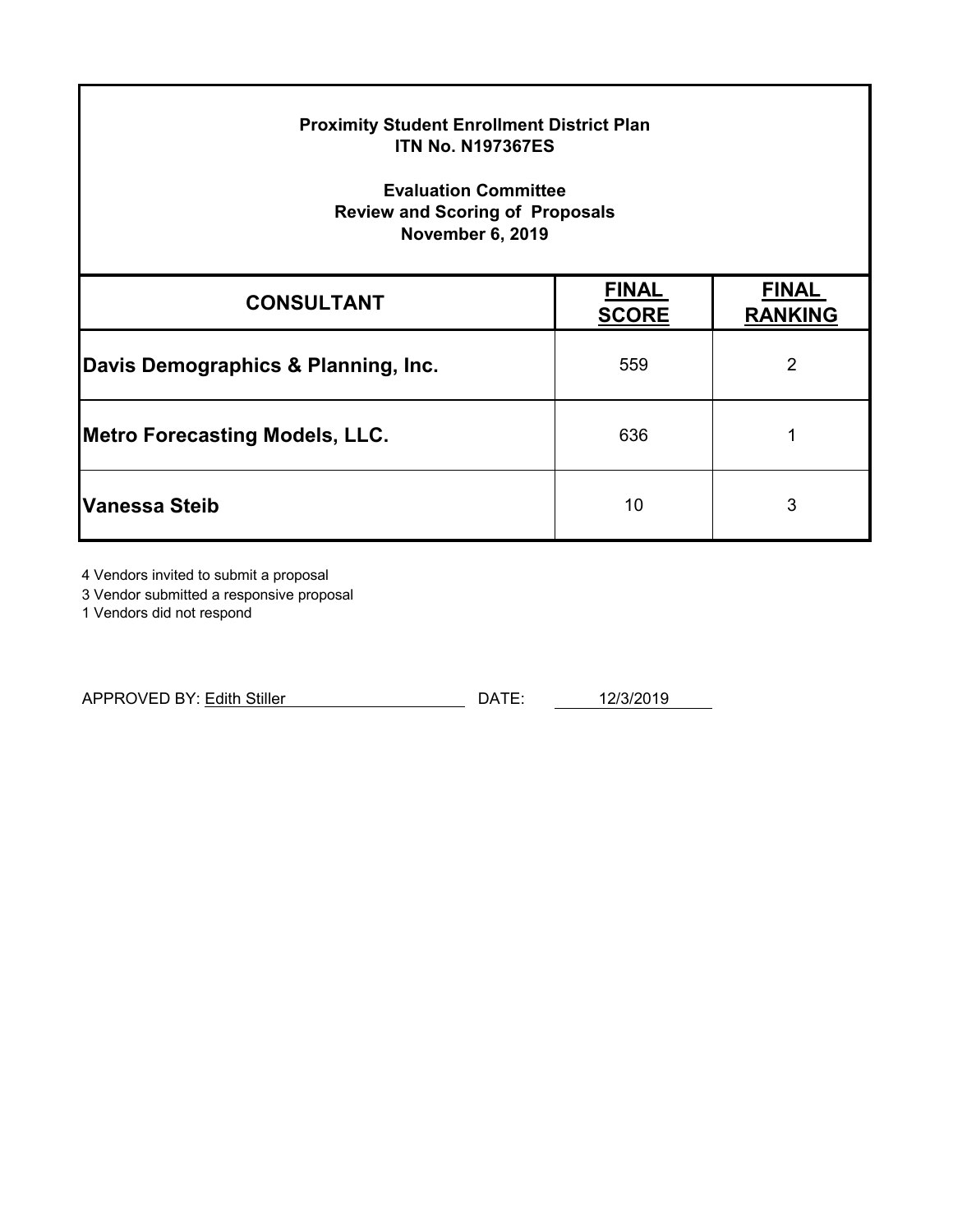**Proximity Student Enrollment District Plan**
**ITN No. N197367ES**

**Evaluation Committee**
**Review and Scoring of Proposals**
**November 6, 2019**

| CONSULTANT | FINAL SCORE | FINAL RANKING |
|---|---|---|
| **Davis Demographics & Planning, Inc.** | 559 | 2 |
| **Metro Forecasting Models, LLC.** | 636 | 1 |
| **Vanessa Steib** | 10 | 3 |

4 Vendors invited to submit a proposal
3 Vendor submitted a responsive proposal
1 Vendors did not respond

APPROVED BY: Edith Stiller DATE: 12/3/2019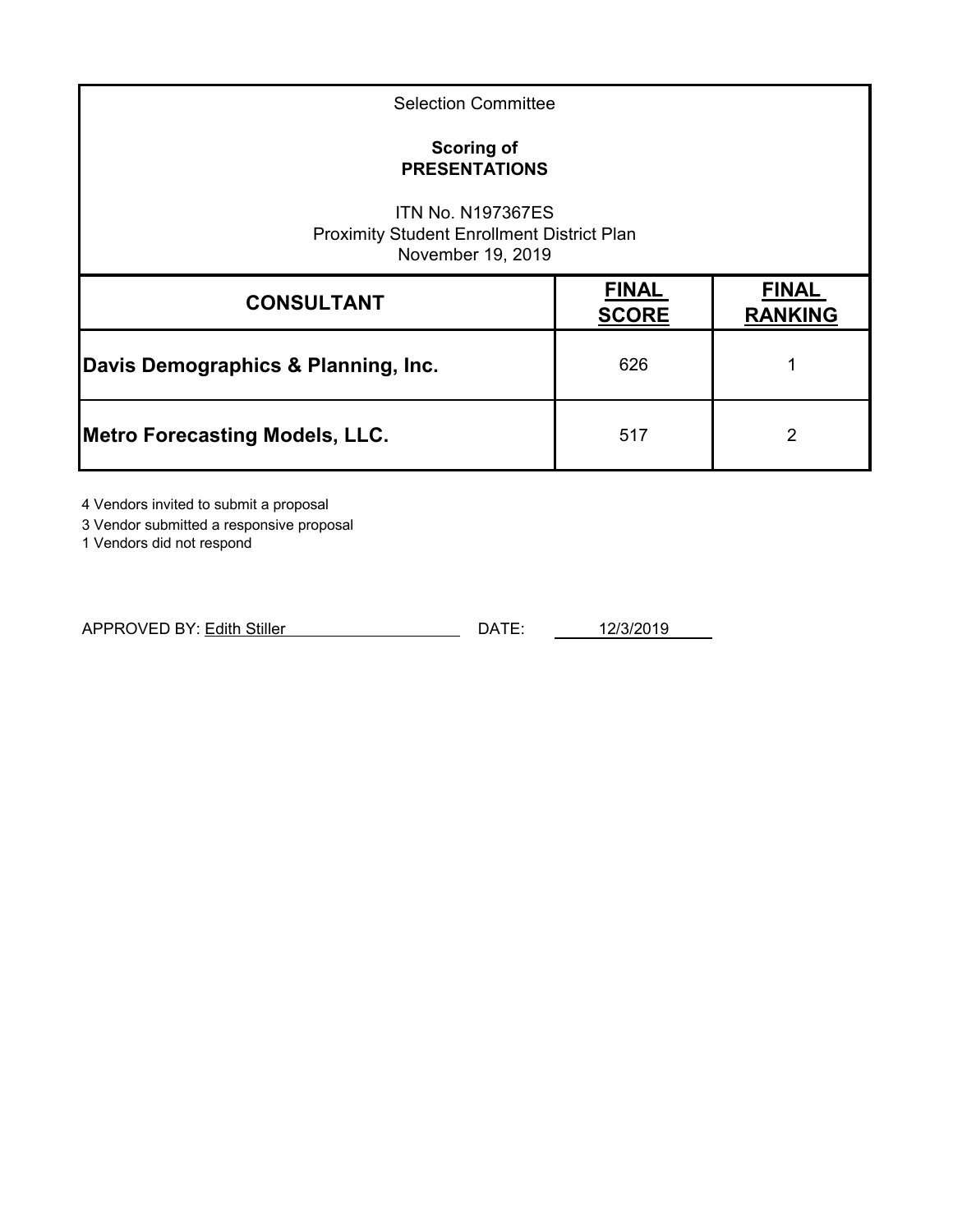Selection Committee

**Scoring of**
**PRESENTATIONS**

ITN No. N197367ES
Proximity Student Enrollment District Plan
November 19, 2019

| CONSULTANT | FINAL SCORE | FINAL RANKING |
| --- | --- | --- |
| **Davis Demographics & Planning, Inc.** | 626 | 1 |
| **Metro Forecasting Models, LLC.** | 517 | 2 |

4 Vendors invited to submit a proposal
3 Vendor submitted a responsive proposal
1 Vendors did not respond

APPROVED BY: Edith Stiller DATE: 12/3/2019